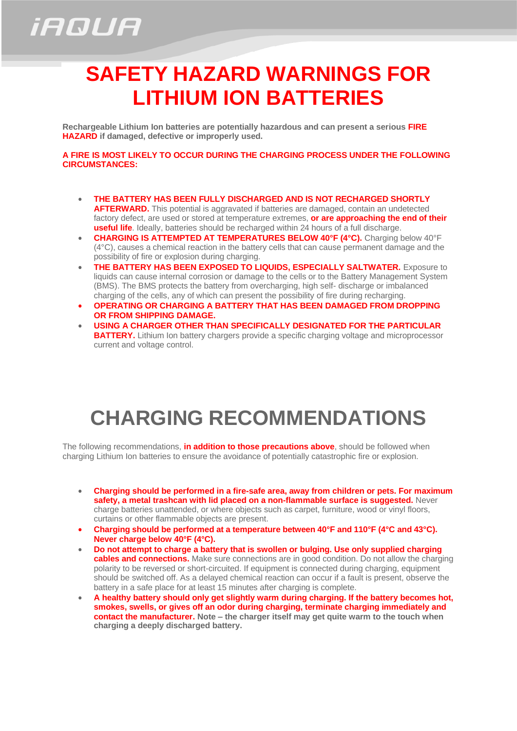iAQUA

# SAFETY HAZARD WARNINGS FOR LITHIUM ION BATTERIES

**Rechargeable Lithium Ion batteries are potentially hazardous and can present a serious FIRE HAZARD if damaged, defective or improperly used.**

**A FIRE IS MOST LIKELY TO OCCUR DURING THE CHARGING PROCESS UNDER THE FOLLOWING CIRCUMSTANCES:**

- **THE BATTERY HAS BEEN FULLY DISCHARGED AND IS NOT RECHARGED SHORTLY AFTERWARD.** This potential is aggravated if batteries are damaged, contain an undetected factory defect, are used or stored at temperature extremes, **or are approaching the end of their useful life**. Ideally, batteries should be recharged within 24 hours of a full discharge.
- **CHARGING IS ATTEMPTED AT TEMPERATURES BELOW 40°F (4°C).** Charging below 40°F (4°C), causes a chemical reaction in the battery cells that can cause permanent damage and the possibility of fire or explosion during charging.
- **THE BATTERY HAS BEEN EXPOSED TO LIQUIDS, ESPECIALLY SALTWATER.** Exposure to liquids can cause internal corrosion or damage to the cells or to the Battery Management System (BMS). The BMS protects the battery from overcharging, high self- discharge or imbalanced charging of the cells, any of which can present the possibility of fire during recharging.
- **OPERATING OR CHARGING A BATTERY THAT HAS BEEN DAMAGED FROM DROPPING OR FROM SHIPPING DAMAGE.**
- **USING A CHARGER OTHER THAN SPECIFICALLY DESIGNATED FOR THE PARTICULAR BATTERY.** Lithium Ion battery chargers provide a specific charging voltage and microprocessor current and voltage control.

# CHARGING RECOMMENDATIONS

The following recommendations, **in addition to those precautions above**, should be followed when charging Lithium Ion batteries to ensure the avoidance of potentially catastrophic fire or explosion.

- **Charging should be performed in a fire-safe area, away from children or pets. For maximum safety, a metal trashcan with lid placed on a non-flammable surface is suggested.** Never charge batteries unattended, or where objects such as carpet, furniture, wood or vinyl floors, curtains or other flammable objects are present.
- **Charging should be performed at a temperature between 40°F and 110°F (4°C and 43°C). Never charge below 40°F (4°C).**
- **Do not attempt to charge a battery that is swollen or bulging. Use only supplied charging cables and connections.** Make sure connections are in good condition. Do not allow the charging polarity to be reversed or short-circuited. If equipment is connected during charging, equipment should be switched off. As a delayed chemical reaction can occur if a fault is present, observe the battery in a safe place for at least 15 minutes after charging is complete.
- **A healthy battery should only get slightly warm during charging. If the battery becomes hot, smokes, swells, or gives off an odor during charging, terminate charging immediately and contact the manufacturer. Note – the charger itself may get quite warm to the touch when charging a deeply discharged battery.**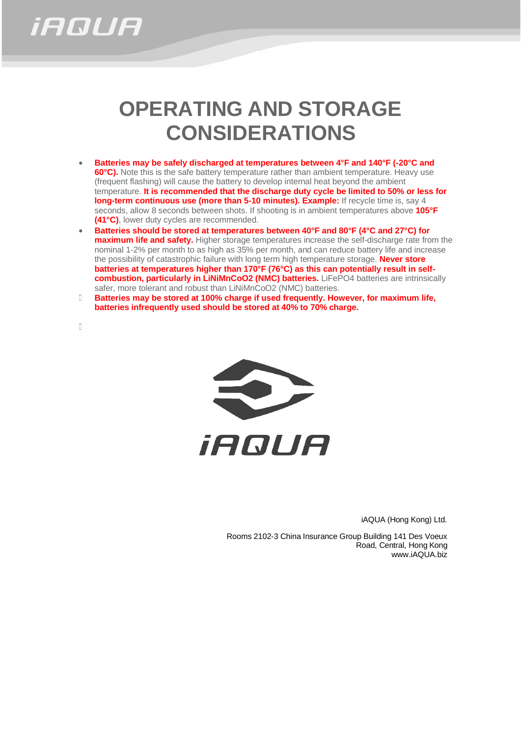# OPERATING AND STORAGE CONSIDERATIONS

- **Batteries may be safely discharged at temperatures between 4°F and 140°F (-20°C and 60°C).** Note this is the safe battery temperature rather than ambient temperature. Heavy use (frequent flashing) will cause the battery to develop internal heat beyond the ambient temperature. **It is recommended that the discharge duty cycle be limited to 50% or less for long-term continuous use (more than 5-10 minutes). Example:** If recycle time is, say 4 seconds, allow 8 seconds between shots. If shooting is in ambient temperatures above **105°F (41°C)**, lower duty cycles are recommended.
- **Batteries should be stored at temperatures between 40°F and 80°F (4°C and 27°C) for maximum life and safety.** Higher storage temperatures increase the self-discharge rate from the nominal 1-2% per month to as high as 35% per month, and can reduce battery life and increase the possibility of catastrophic failure with long term high temperature storage. **Never store batteries at temperatures higher than 170°F (76°C) as this can potentially result in self-combustion, particularly in LiNiMnCoO2 (NMC) batteries.** LiFePO4 batteries are intrinsically safer, more tolerant and robust than LiNiMnCoO2 (NMC) batteries.
- **Batteries may be stored at 100% charge if used frequently. However, for maximum life, batteries infrequently used should be stored at 40% to 70% charge.**

iAQUA

iAQUA (Hong Kong) Ltd.

Rooms 2102-3 China Insurance Group Building 141 Des Voeux Road, Central, Hong Kong
www.iAQUA.biz